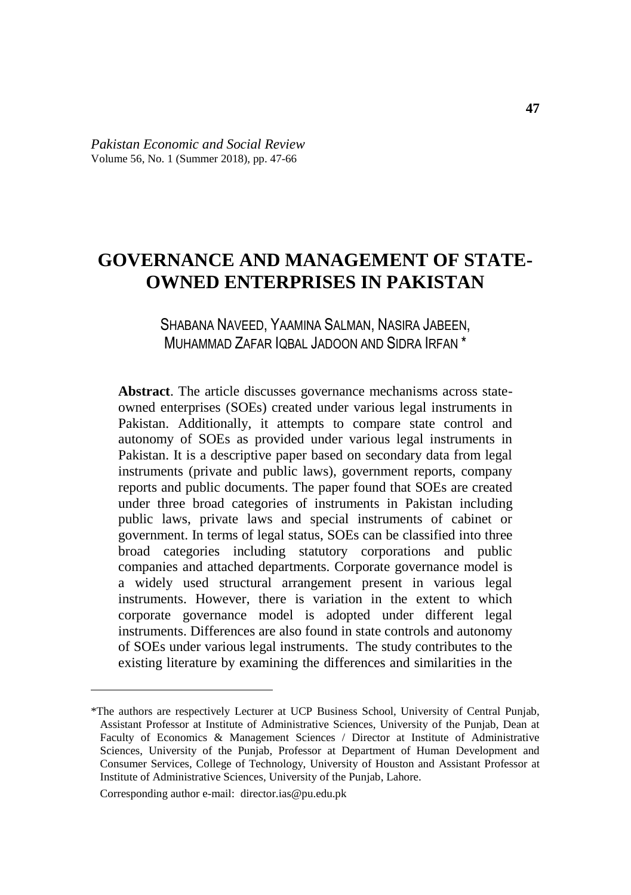*Pakistan Economic and Social Review*
Volume 56, No. 1 (Summer 2018), pp. 47-66

# GOVERNANCE AND MANAGEMENT OF STATE-OWNED ENTERPRISES IN PAKISTAN

SHABANA NAVEED, YAAMINA SALMAN, NASIRA JABEEN, MUHAMMAD ZAFAR IQBAL JADOON AND SIDRA IRFAN *

**Abstract**. The article discusses governance mechanisms across state-owned enterprises (SOEs) created under various legal instruments in Pakistan. Additionally, it attempts to compare state control and autonomy of SOEs as provided under various legal instruments in Pakistan. It is a descriptive paper based on secondary data from legal instruments (private and public laws), government reports, company reports and public documents. The paper found that SOEs are created under three broad categories of instruments in Pakistan including public laws, private laws and special instruments of cabinet or government. In terms of legal status, SOEs can be classified into three broad categories including statutory corporations and public companies and attached departments. Corporate governance model is a widely used structural arrangement present in various legal instruments. However, there is variation in the extent to which corporate governance model is adopted under different legal instruments. Differences are also found in state controls and autonomy of SOEs under various legal instruments. The study contributes to the existing literature by examining the differences and similarities in the

---

*The authors are respectively Lecturer at UCP Business School, University of Central Punjab, Assistant Professor at Institute of Administrative Sciences, University of the Punjab, Dean at Faculty of Economics & Management Sciences / Director at Institute of Administrative Sciences, University of the Punjab, Professor at Department of Human Development and Consumer Services, College of Technology, University of Houston and Assistant Professor at Institute of Administrative Sciences, University of the Punjab, Lahore.

Corresponding author e-mail: director.ias@pu.edu.pk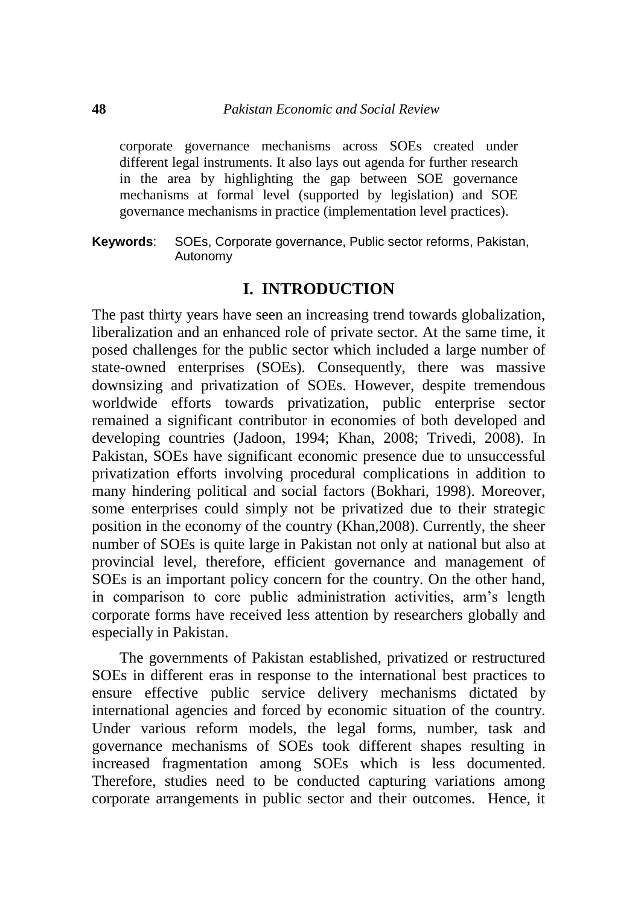corporate governance mechanisms across SOEs created under different legal instruments. It also lays out agenda for further research in the area by highlighting the gap between SOE governance mechanisms at formal level (supported by legislation) and SOE governance mechanisms in practice (implementation level practices).

**Keywords**: SOEs, Corporate governance, Public sector reforms, Pakistan, Autonomy

## I. INTRODUCTION

The past thirty years have seen an increasing trend towards globalization, liberalization and an enhanced role of private sector. At the same time, it posed challenges for the public sector which included a large number of state-owned enterprises (SOEs). Consequently, there was massive downsizing and privatization of SOEs. However, despite tremendous worldwide efforts towards privatization, public enterprise sector remained a significant contributor in economies of both developed and developing countries (Jadoon, 1994; Khan, 2008; Trivedi, 2008). In Pakistan, SOEs have significant economic presence due to unsuccessful privatization efforts involving procedural complications in addition to many hindering political and social factors (Bokhari, 1998). Moreover, some enterprises could simply not be privatized due to their strategic position in the economy of the country (Khan,2008). Currently, the sheer number of SOEs is quite large in Pakistan not only at national but also at provincial level, therefore, efficient governance and management of SOEs is an important policy concern for the country. On the other hand, in comparison to core public administration activities, arm's length corporate forms have received less attention by researchers globally and especially in Pakistan.

The governments of Pakistan established, privatized or restructured SOEs in different eras in response to the international best practices to ensure effective public service delivery mechanisms dictated by international agencies and forced by economic situation of the country. Under various reform models, the legal forms, number, task and governance mechanisms of SOEs took different shapes resulting in increased fragmentation among SOEs which is less documented. Therefore, studies need to be conducted capturing variations among corporate arrangements in public sector and their outcomes. Hence, it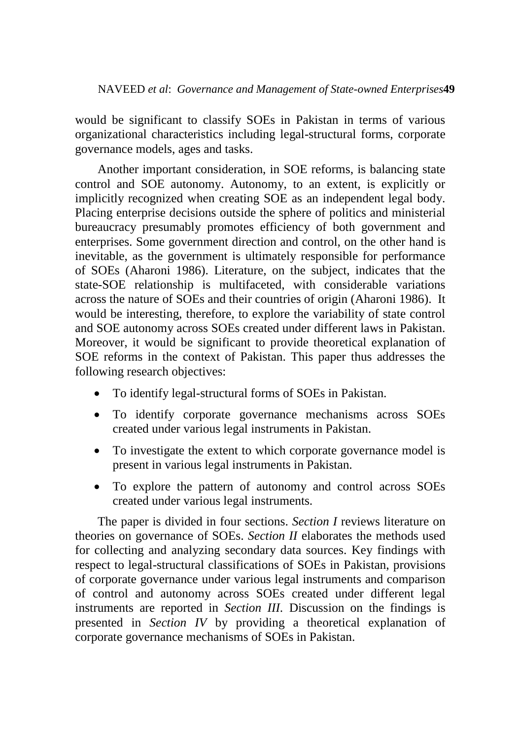would be significant to classify SOEs in Pakistan in terms of various organizational characteristics including legal-structural forms, corporate governance models, ages and tasks.

Another important consideration, in SOE reforms, is balancing state control and SOE autonomy. Autonomy, to an extent, is explicitly or implicitly recognized when creating SOE as an independent legal body. Placing enterprise decisions outside the sphere of politics and ministerial bureaucracy presumably promotes efficiency of both government and enterprises. Some government direction and control, on the other hand is inevitable, as the government is ultimately responsible for performance of SOEs (Aharoni 1986). Literature, on the subject, indicates that the state-SOE relationship is multifaceted, with considerable variations across the nature of SOEs and their countries of origin (Aharoni 1986). It would be interesting, therefore, to explore the variability of state control and SOE autonomy across SOEs created under different laws in Pakistan. Moreover, it would be significant to provide theoretical explanation of SOE reforms in the context of Pakistan. This paper thus addresses the following research objectives:

- To identify legal-structural forms of SOEs in Pakistan.
- To identify corporate governance mechanisms across SOEs created under various legal instruments in Pakistan.
- To investigate the extent to which corporate governance model is present in various legal instruments in Pakistan.
- To explore the pattern of autonomy and control across SOEs created under various legal instruments.

The paper is divided in four sections. *Section I* reviews literature on theories on governance of SOEs. *Section II* elaborates the methods used for collecting and analyzing secondary data sources. Key findings with respect to legal-structural classifications of SOEs in Pakistan, provisions of corporate governance under various legal instruments and comparison of control and autonomy across SOEs created under different legal instruments are reported in *Section III*. Discussion on the findings is presented in *Section IV* by providing a theoretical explanation of corporate governance mechanisms of SOEs in Pakistan.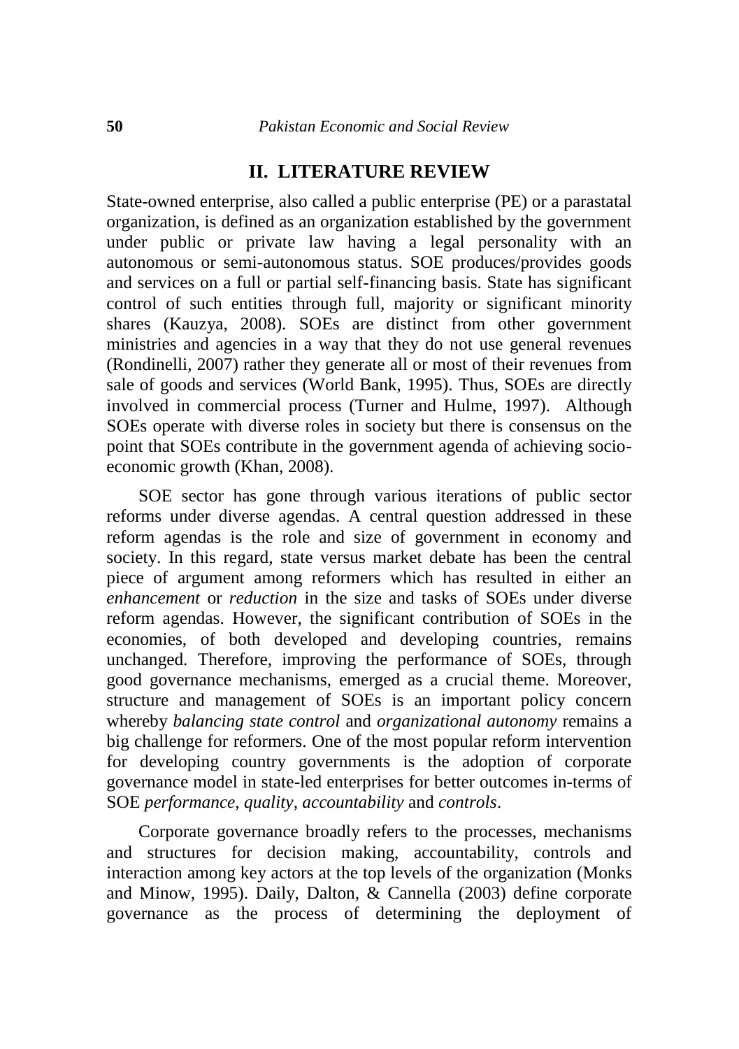## II. LITERATURE REVIEW

State-owned enterprise, also called a public enterprise (PE) or a parastatal organization, is defined as an organization established by the government under public or private law having a legal personality with an autonomous or semi-autonomous status. SOE produces/provides goods and services on a full or partial self-financing basis. State has significant control of such entities through full, majority or significant minority shares (Kauzya, 2008). SOEs are distinct from other government ministries and agencies in a way that they do not use general revenues (Rondinelli, 2007) rather they generate all or most of their revenues from sale of goods and services (World Bank, 1995). Thus, SOEs are directly involved in commercial process (Turner and Hulme, 1997). Although SOEs operate with diverse roles in society but there is consensus on the point that SOEs contribute in the government agenda of achieving socio-economic growth (Khan, 2008).

SOE sector has gone through various iterations of public sector reforms under diverse agendas. A central question addressed in these reform agendas is the role and size of government in economy and society. In this regard, state versus market debate has been the central piece of argument among reformers which has resulted in either an *enhancement* or *reduction* in the size and tasks of SOEs under diverse reform agendas. However, the significant contribution of SOEs in the economies, of both developed and developing countries, remains unchanged. Therefore, improving the performance of SOEs, through good governance mechanisms, emerged as a crucial theme. Moreover, structure and management of SOEs is an important policy concern whereby *balancing state control* and *organizational autonomy* remains a big challenge for reformers. One of the most popular reform intervention for developing country governments is the adoption of corporate governance model in state-led enterprises for better outcomes in-terms of SOE *performance*, *quality*, *accountability* and *controls*.

Corporate governance broadly refers to the processes, mechanisms and structures for decision making, accountability, controls and interaction among key actors at the top levels of the organization (Monks and Minow, 1995). Daily, Dalton, & Cannella (2003) define corporate governance as the process of determining the deployment of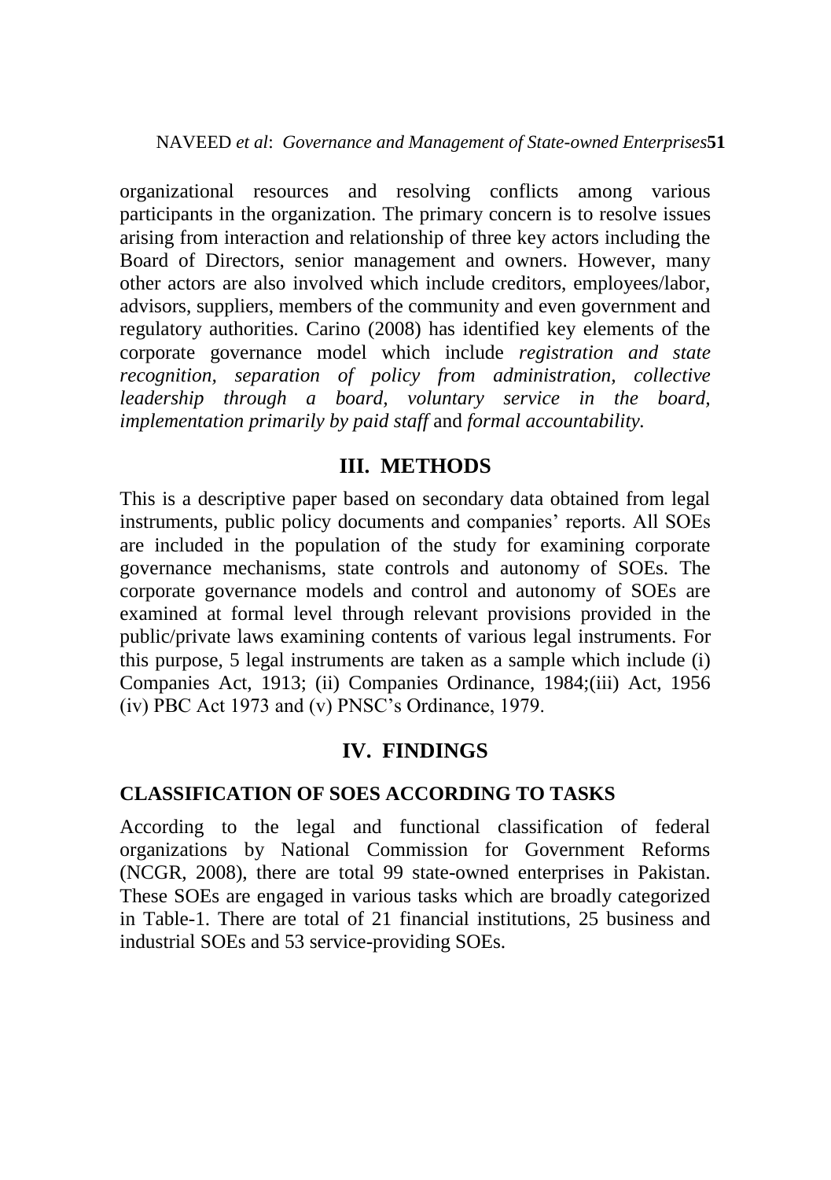organizational resources and resolving conflicts among various participants in the organization. The primary concern is to resolve issues arising from interaction and relationship of three key actors including the Board of Directors, senior management and owners. However, many other actors are also involved which include creditors, employees/labor, advisors, suppliers, members of the community and even government and regulatory authorities. Carino (2008) has identified key elements of the corporate governance model which include *registration and state recognition, separation of policy from administration, collective leadership through a board, voluntary service in the board, implementation primarily by paid staff* and *formal accountability.*

## III. METHODS

This is a descriptive paper based on secondary data obtained from legal instruments, public policy documents and companies' reports. All SOEs are included in the population of the study for examining corporate governance mechanisms, state controls and autonomy of SOEs. The corporate governance models and control and autonomy of SOEs are examined at formal level through relevant provisions provided in the public/private laws examining contents of various legal instruments. For this purpose, 5 legal instruments are taken as a sample which include (i) Companies Act, 1913; (ii) Companies Ordinance, 1984;(iii) Act, 1956 (iv) PBC Act 1973 and (v) PNSC's Ordinance, 1979.

## IV. FINDINGS

### CLASSIFICATION OF SOES ACCORDING TO TASKS

According to the legal and functional classification of federal organizations by National Commission for Government Reforms (NCGR, 2008), there are total 99 state-owned enterprises in Pakistan. These SOEs are engaged in various tasks which are broadly categorized in Table-1. There are total of 21 financial institutions, 25 business and industrial SOEs and 53 service-providing SOEs.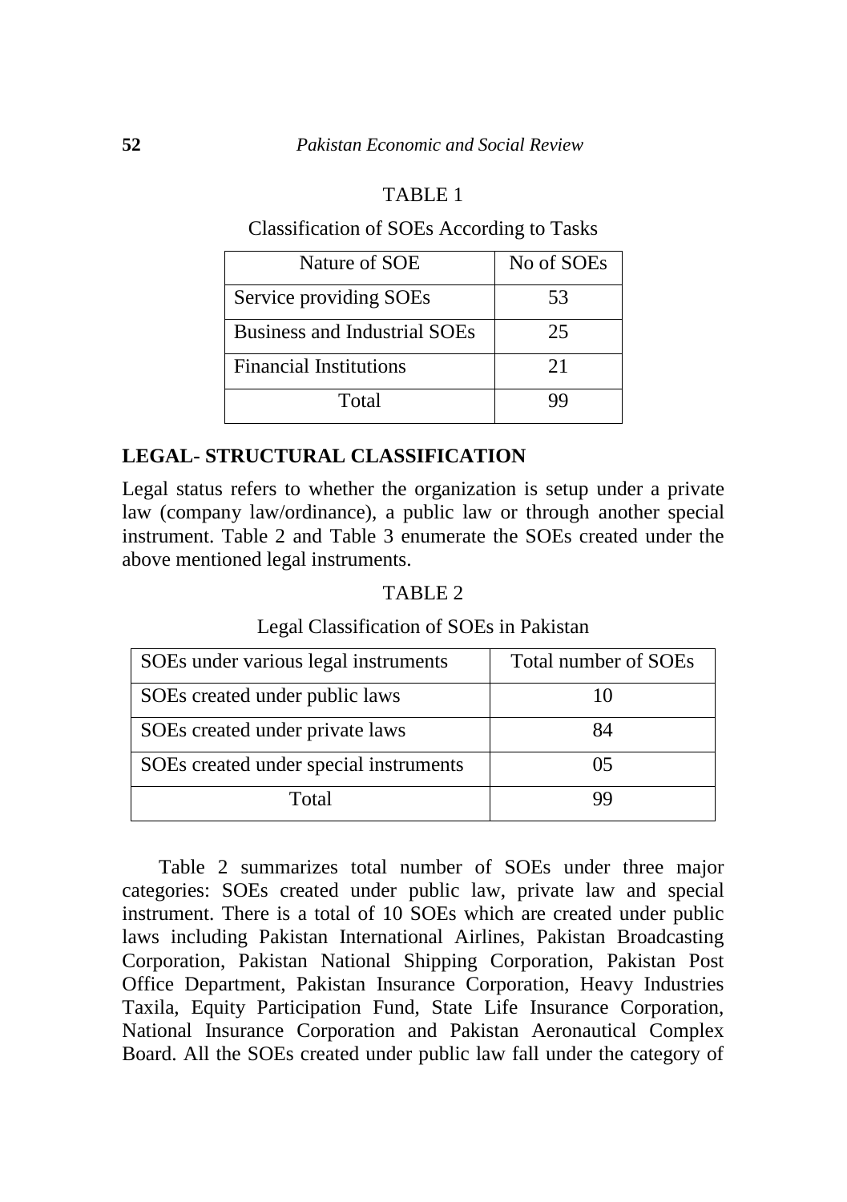TABLE 1

Classification of SOEs According to Tasks

| Nature of SOE | No of SOEs |
|---|---|
| Service providing SOEs | 53 |
| Business and Industrial SOEs | 25 |
| Financial Institutions | 21 |
| Total | 99 |

## LEGAL- STRUCTURAL CLASSIFICATION

Legal status refers to whether the organization is setup under a private law (company law/ordinance), a public law or through another special instrument. Table 2 and Table 3 enumerate the SOEs created under the above mentioned legal instruments.

TABLE 2

Legal Classification of SOEs in Pakistan

| SOEs under various legal instruments | Total number of SOEs |
|---|---|
| SOEs created under public laws | 10 |
| SOEs created under private laws | 84 |
| SOEs created under special instruments | 05 |
| Total | 99 |

Table 2 summarizes total number of SOEs under three major categories: SOEs created under public law, private law and special instrument. There is a total of 10 SOEs which are created under public laws including Pakistan International Airlines, Pakistan Broadcasting Corporation, Pakistan National Shipping Corporation, Pakistan Post Office Department, Pakistan Insurance Corporation, Heavy Industries Taxila, Equity Participation Fund, State Life Insurance Corporation, National Insurance Corporation and Pakistan Aeronautical Complex Board. All the SOEs created under public law fall under the category of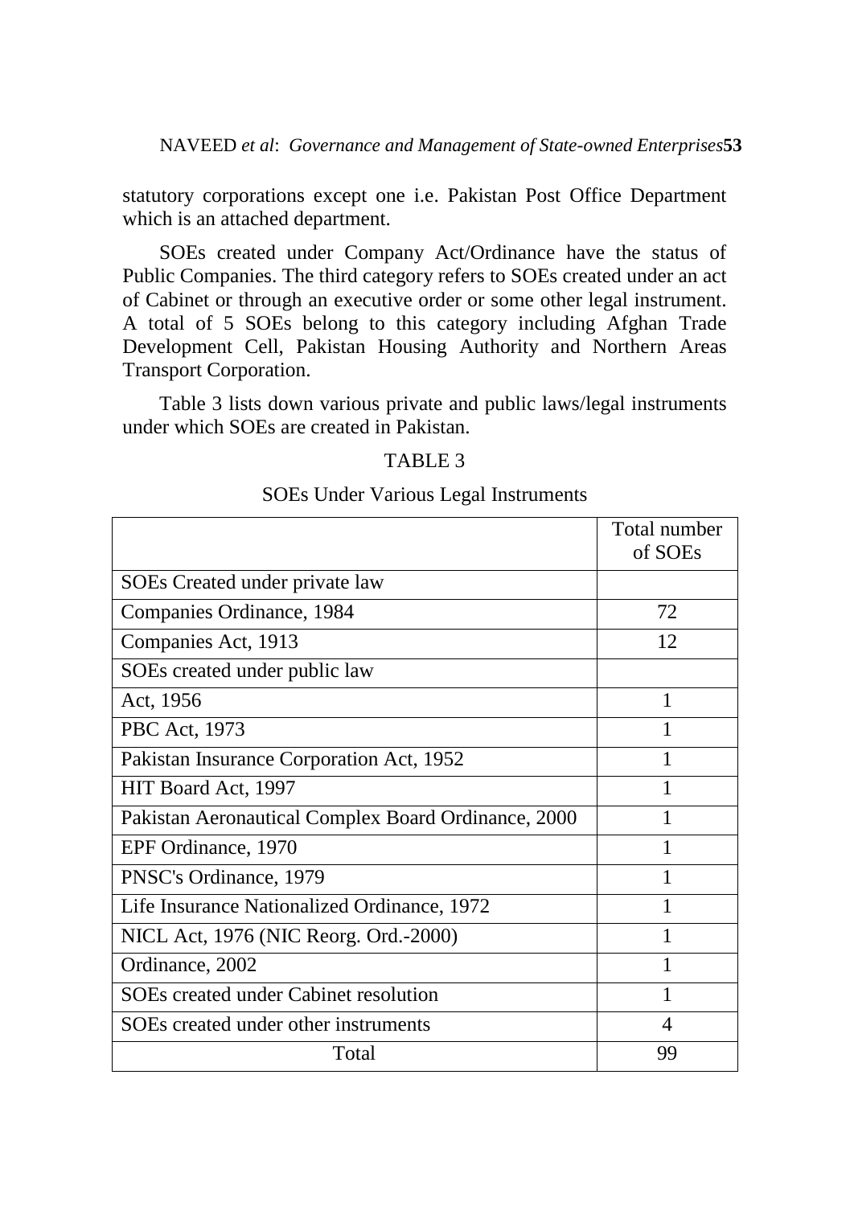statutory corporations except one i.e. Pakistan Post Office Department which is an attached department.

SOEs created under Company Act/Ordinance have the status of Public Companies. The third category refers to SOEs created under an act of Cabinet or through an executive order or some other legal instrument. A total of 5 SOEs belong to this category including Afghan Trade Development Cell, Pakistan Housing Authority and Northern Areas Transport Corporation.

Table 3 lists down various private and public laws/legal instruments under which SOEs are created in Pakistan.

TABLE 3

SOEs Under Various Legal Instruments

| | Total number of SOEs |
|---|---|
| SOEs Created under private law | |
| Companies Ordinance, 1984 | 72 |
| Companies Act, 1913 | 12 |
| SOEs created under public law | |
| Act, 1956 | 1 |
| PBC Act, 1973 | 1 |
| Pakistan Insurance Corporation Act, 1952 | 1 |
| HIT Board Act, 1997 | 1 |
| Pakistan Aeronautical Complex Board Ordinance, 2000 | 1 |
| EPF Ordinance, 1970 | 1 |
| PNSC's Ordinance, 1979 | 1 |
| Life Insurance Nationalized Ordinance, 1972 | 1 |
| NICL Act, 1976 (NIC Reorg. Ord.-2000) | 1 |
| Ordinance, 2002 | 1 |
| SOEs created under Cabinet resolution | 1 |
| SOEs created under other instruments | 4 |
| Total | 99 |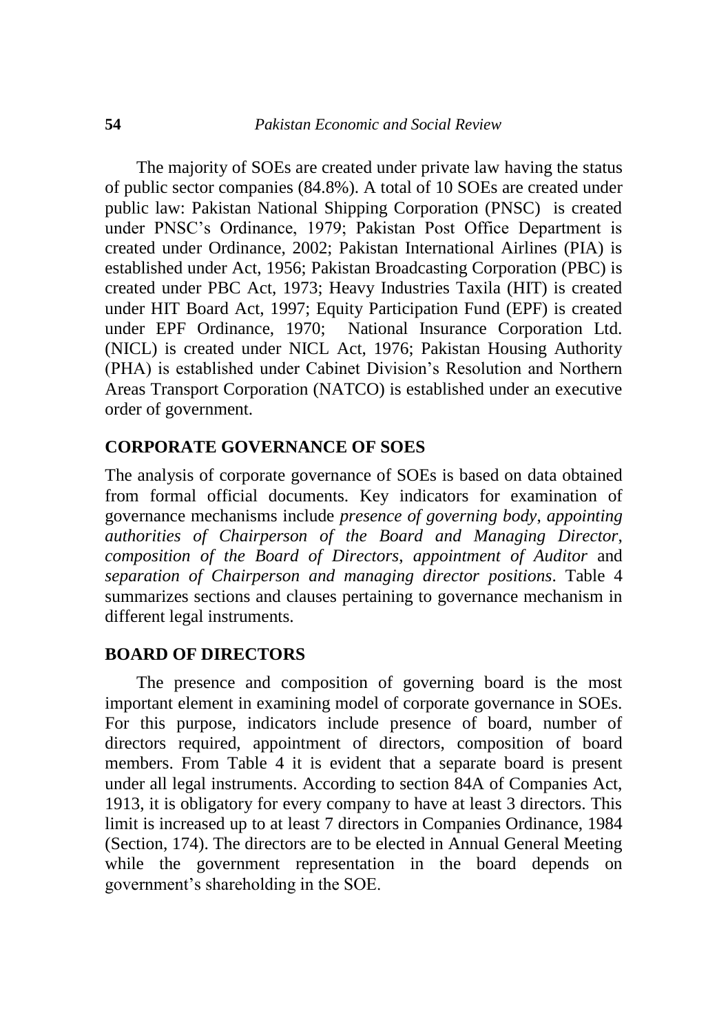The majority of SOEs are created under private law having the status of public sector companies (84.8%). A total of 10 SOEs are created under public law: Pakistan National Shipping Corporation (PNSC) is created under PNSC's Ordinance, 1979; Pakistan Post Office Department is created under Ordinance, 2002; Pakistan International Airlines (PIA) is established under Act, 1956; Pakistan Broadcasting Corporation (PBC) is created under PBC Act, 1973; Heavy Industries Taxila (HIT) is created under HIT Board Act, 1997; Equity Participation Fund (EPF) is created under EPF Ordinance, 1970; National Insurance Corporation Ltd. (NICL) is created under NICL Act, 1976; Pakistan Housing Authority (PHA) is established under Cabinet Division's Resolution and Northern Areas Transport Corporation (NATCO) is established under an executive order of government.

## CORPORATE GOVERNANCE OF SOES

The analysis of corporate governance of SOEs is based on data obtained from formal official documents. Key indicators for examination of governance mechanisms include *presence of governing body*, *appointing authorities of Chairperson of the Board and Managing Director*, *composition of the Board of Directors*, *appointment of Auditor* and *separation of Chairperson and managing director positions*. Table 4 summarizes sections and clauses pertaining to governance mechanism in different legal instruments.

## BOARD OF DIRECTORS

The presence and composition of governing board is the most important element in examining model of corporate governance in SOEs. For this purpose, indicators include presence of board, number of directors required, appointment of directors, composition of board members. From Table 4 it is evident that a separate board is present under all legal instruments. According to section 84A of Companies Act, 1913, it is obligatory for every company to have at least 3 directors. This limit is increased up to at least 7 directors in Companies Ordinance, 1984 (Section, 174). The directors are to be elected in Annual General Meeting while the government representation in the board depends on government's shareholding in the SOE.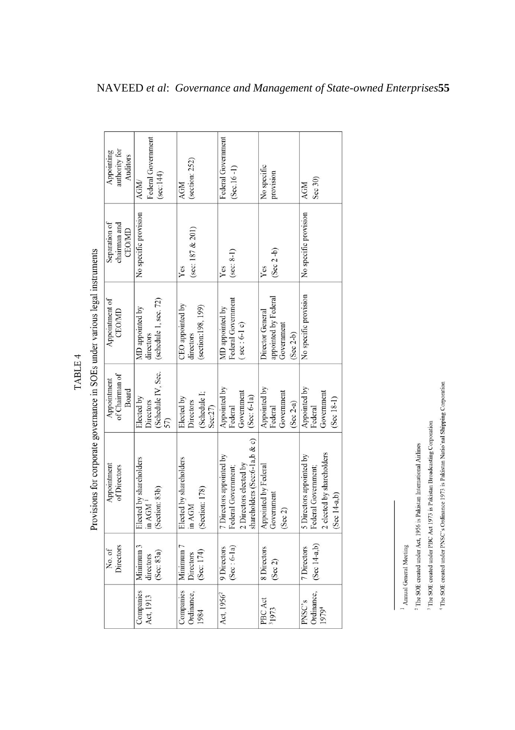TABLE 4

Provisions for corporate governance in SOEs under various legal instruments

| | No. of Directors | Appointment of Directors | Appointment of Chairman of Board | Appointment of CEO/MD | Separation of chairman and CEO/MD | Appointing authority for Auditors |
|---|---|---|---|---|---|---|
| Companies Act, 1913 | Minimum 3 directors (Sec: 83a) | Elected by shareholders in AGM [1] (Section: 83b) | Elected by Directors (Schedule IV, Sec. 57) | MD appointed by directors (schedule 1, sec. 72) | No specific provision | AGM/ Federal Government (sec:144) |
| Companies Ordinance, 1984 | Minimum 7 Directors (Sec: 174) | Elected by shareholders in AGM (Section: 178) | Elected by Directors (Schedule I; Sec:27) | CEO appointed by directors (section:198, 199) | Yes (sec: 187 & 201) | AGM (section: 252) |
| Act, 1956[2] | 9 Directors (Sec : 6-1a) | 7 Directors appointed by Federal Government; 2 Directors elected by shareholders (Sec:6-1a,b & c) | Appointed by Federal Government (Sec: 6-1a) | MD appointed by Federal Government ( sec : 6-1 c) | Yes (sec: 8-1) | Federal Government (Sec.16 -1) |
| PBC Act [3]1973 | 8 Directors (Sec 2) | Appointed by Federal Government (Sec 2) | Appointed by Federal Government (Sec 2-a) | Director General appointed by Federal Government (Sec 2-b) | Yes (Sec 2 -b) | No specific provision |
| PNSC's Ordinance, 1979[4] | 7 Directors (Sec 14-a,b) | 5 Directors appointed by Federal Government; 2 elected by shareholders (Sec 14-a,b) | Appointed by Federal Government (Sec 18-1) | No specific provision | No specific provision | AGM Sec 30) |

[1] Annual General Meeting

[2] The SOE created under Act, 1956 is Pakistan International Airlines

[3] The SOE created under PBC Act 1973 is Pakistan Broadcasting Corporation

[4] The SOE created under PNSC's Ordinance 1973 is Pakistan National Shipping Corporation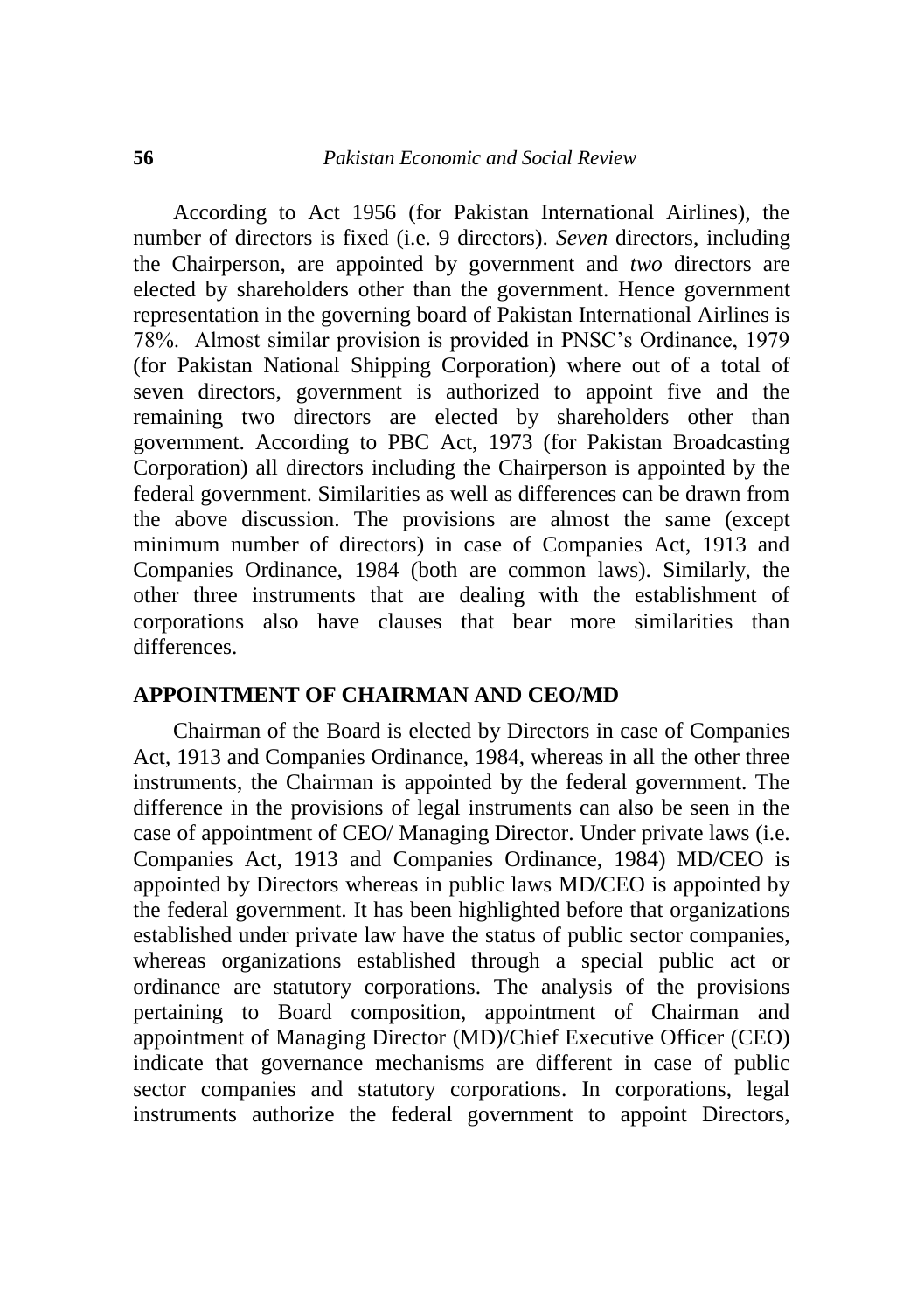According to Act 1956 (for Pakistan International Airlines), the number of directors is fixed (i.e. 9 directors). *Seven* directors, including the Chairperson, are appointed by government and *two* directors are elected by shareholders other than the government. Hence government representation in the governing board of Pakistan International Airlines is 78%. Almost similar provision is provided in PNSC's Ordinance, 1979 (for Pakistan National Shipping Corporation) where out of a total of seven directors, government is authorized to appoint five and the remaining two directors are elected by shareholders other than government. According to PBC Act, 1973 (for Pakistan Broadcasting Corporation) all directors including the Chairperson is appointed by the federal government. Similarities as well as differences can be drawn from the above discussion. The provisions are almost the same (except minimum number of directors) in case of Companies Act, 1913 and Companies Ordinance, 1984 (both are common laws). Similarly, the other three instruments that are dealing with the establishment of corporations also have clauses that bear more similarities than differences.

## APPOINTMENT OF CHAIRMAN AND CEO/MD

Chairman of the Board is elected by Directors in case of Companies Act, 1913 and Companies Ordinance, 1984, whereas in all the other three instruments, the Chairman is appointed by the federal government. The difference in the provisions of legal instruments can also be seen in the case of appointment of CEO/ Managing Director. Under private laws (i.e. Companies Act, 1913 and Companies Ordinance, 1984) MD/CEO is appointed by Directors whereas in public laws MD/CEO is appointed by the federal government. It has been highlighted before that organizations established under private law have the status of public sector companies, whereas organizations established through a special public act or ordinance are statutory corporations. The analysis of the provisions pertaining to Board composition, appointment of Chairman and appointment of Managing Director (MD)/Chief Executive Officer (CEO) indicate that governance mechanisms are different in case of public sector companies and statutory corporations. In corporations, legal instruments authorize the federal government to appoint Directors,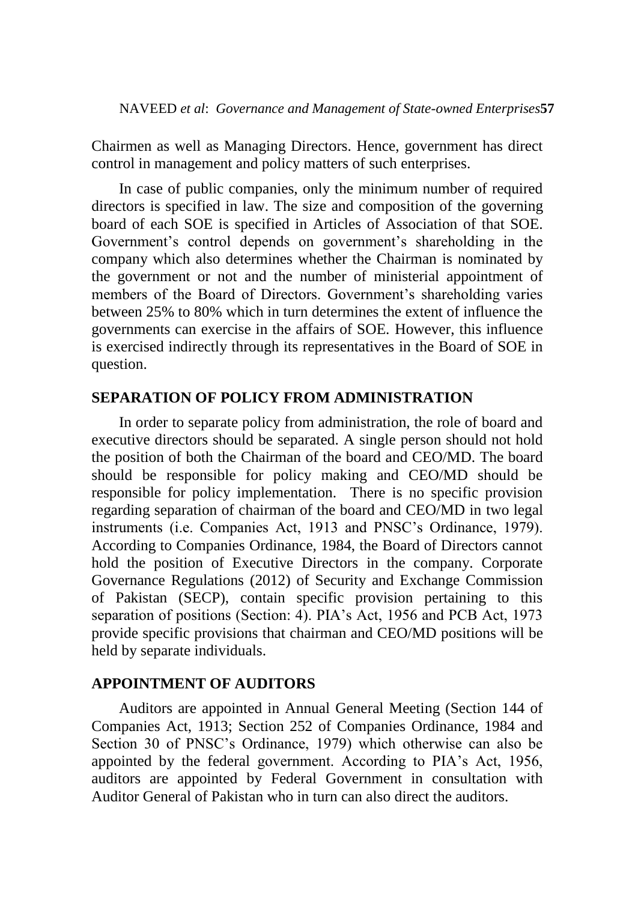Chairmen as well as Managing Directors. Hence, government has direct control in management and policy matters of such enterprises.

In case of public companies, only the minimum number of required directors is specified in law. The size and composition of the governing board of each SOE is specified in Articles of Association of that SOE. Government's control depends on government's shareholding in the company which also determines whether the Chairman is nominated by the government or not and the number of ministerial appointment of members of the Board of Directors. Government's shareholding varies between 25% to 80% which in turn determines the extent of influence the governments can exercise in the affairs of SOE. However, this influence is exercised indirectly through its representatives in the Board of SOE in question.

## SEPARATION OF POLICY FROM ADMINISTRATION

In order to separate policy from administration, the role of board and executive directors should be separated. A single person should not hold the position of both the Chairman of the board and CEO/MD. The board should be responsible for policy making and CEO/MD should be responsible for policy implementation. There is no specific provision regarding separation of chairman of the board and CEO/MD in two legal instruments (i.e. Companies Act, 1913 and PNSC's Ordinance, 1979). According to Companies Ordinance, 1984, the Board of Directors cannot hold the position of Executive Directors in the company. Corporate Governance Regulations (2012) of Security and Exchange Commission of Pakistan (SECP), contain specific provision pertaining to this separation of positions (Section: 4). PIA's Act, 1956 and PCB Act, 1973 provide specific provisions that chairman and CEO/MD positions will be held by separate individuals.

## APPOINTMENT OF AUDITORS

Auditors are appointed in Annual General Meeting (Section 144 of Companies Act, 1913; Section 252 of Companies Ordinance, 1984 and Section 30 of PNSC's Ordinance, 1979) which otherwise can also be appointed by the federal government. According to PIA's Act, 1956, auditors are appointed by Federal Government in consultation with Auditor General of Pakistan who in turn can also direct the auditors.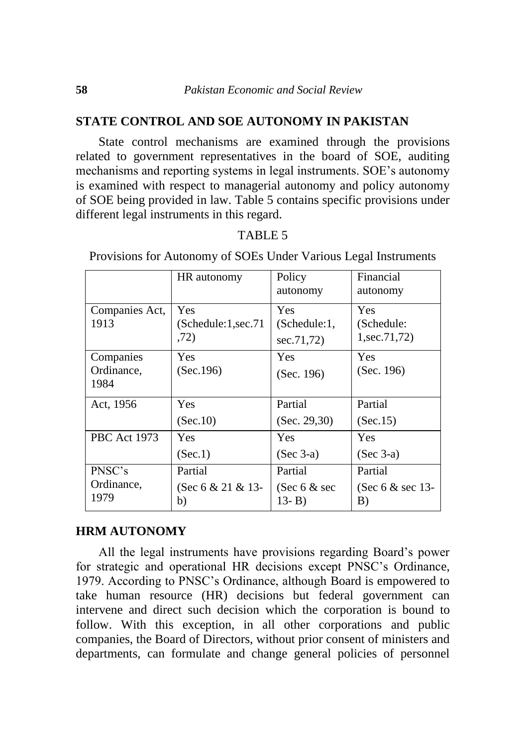## STATE CONTROL AND SOE AUTONOMY IN PAKISTAN

State control mechanisms are examined through the provisions related to government representatives in the board of SOE, auditing mechanisms and reporting systems in legal instruments. SOE's autonomy is examined with respect to managerial autonomy and policy autonomy of SOE being provided in law. Table 5 contains specific provisions under different legal instruments in this regard.

TABLE 5

Provisions for Autonomy of SOEs Under Various Legal Instruments

| | HR autonomy | Policy autonomy | Financial autonomy |
|---|---|---|---|
| Companies Act, 1913 | Yes (Schedule:1,sec.71 ,72) | Yes (Schedule:1, sec.71,72) | Yes (Schedule: 1,sec.71,72) |
| Companies Ordinance, 1984 | Yes (Sec.196) | Yes (Sec. 196) | Yes (Sec. 196) |
| Act, 1956 | Yes (Sec.10) | Partial (Sec. 29,30) | Partial (Sec.15) |
| PBC Act 1973 | Yes (Sec.1) | Yes (Sec 3-a) | Yes (Sec 3-a) |
| PNSC's Ordinance, 1979 | Partial (Sec 6 & 21 & 13-b) | Partial (Sec 6 & sec 13- B) | Partial (Sec 6 & sec 13-B) |

## HRM AUTONOMY

All the legal instruments have provisions regarding Board's power for strategic and operational HR decisions except PNSC's Ordinance, 1979. According to PNSC's Ordinance, although Board is empowered to take human resource (HR) decisions but federal government can intervene and direct such decision which the corporation is bound to follow. With this exception, in all other corporations and public companies, the Board of Directors, without prior consent of ministers and departments, can formulate and change general policies of personnel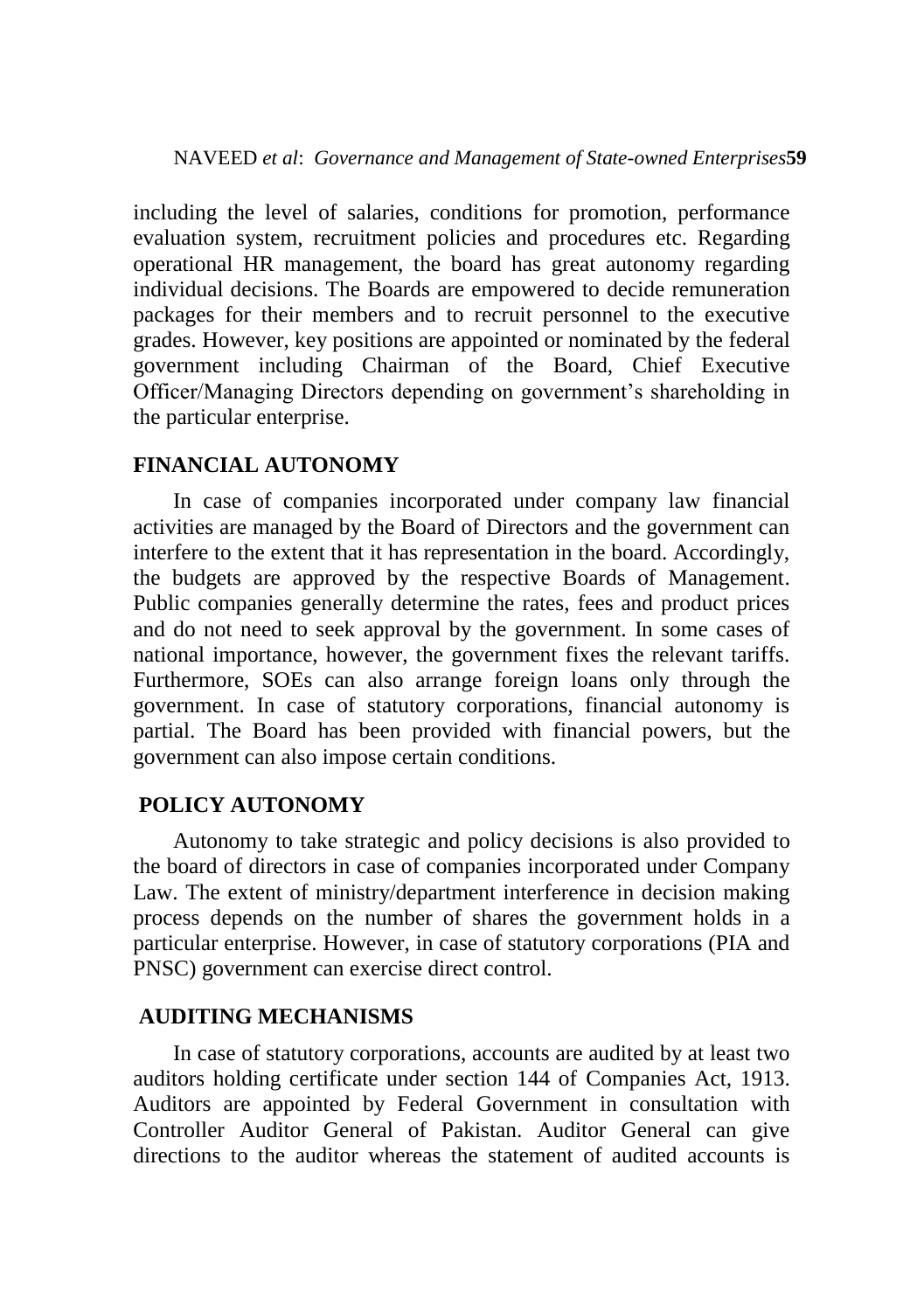including the level of salaries, conditions for promotion, performance evaluation system, recruitment policies and procedures etc. Regarding operational HR management, the board has great autonomy regarding individual decisions. The Boards are empowered to decide remuneration packages for their members and to recruit personnel to the executive grades. However, key positions are appointed or nominated by the federal government including Chairman of the Board, Chief Executive Officer/Managing Directors depending on government's shareholding in the particular enterprise.

## FINANCIAL AUTONOMY

In case of companies incorporated under company law financial activities are managed by the Board of Directors and the government can interfere to the extent that it has representation in the board. Accordingly, the budgets are approved by the respective Boards of Management. Public companies generally determine the rates, fees and product prices and do not need to seek approval by the government. In some cases of national importance, however, the government fixes the relevant tariffs. Furthermore, SOEs can also arrange foreign loans only through the government. In case of statutory corporations, financial autonomy is partial. The Board has been provided with financial powers, but the government can also impose certain conditions.

## POLICY AUTONOMY

Autonomy to take strategic and policy decisions is also provided to the board of directors in case of companies incorporated under Company Law. The extent of ministry/department interference in decision making process depends on the number of shares the government holds in a particular enterprise. However, in case of statutory corporations (PIA and PNSC) government can exercise direct control.

## AUDITING MECHANISMS

In case of statutory corporations, accounts are audited by at least two auditors holding certificate under section 144 of Companies Act, 1913. Auditors are appointed by Federal Government in consultation with Controller Auditor General of Pakistan. Auditor General can give directions to the auditor whereas the statement of audited accounts is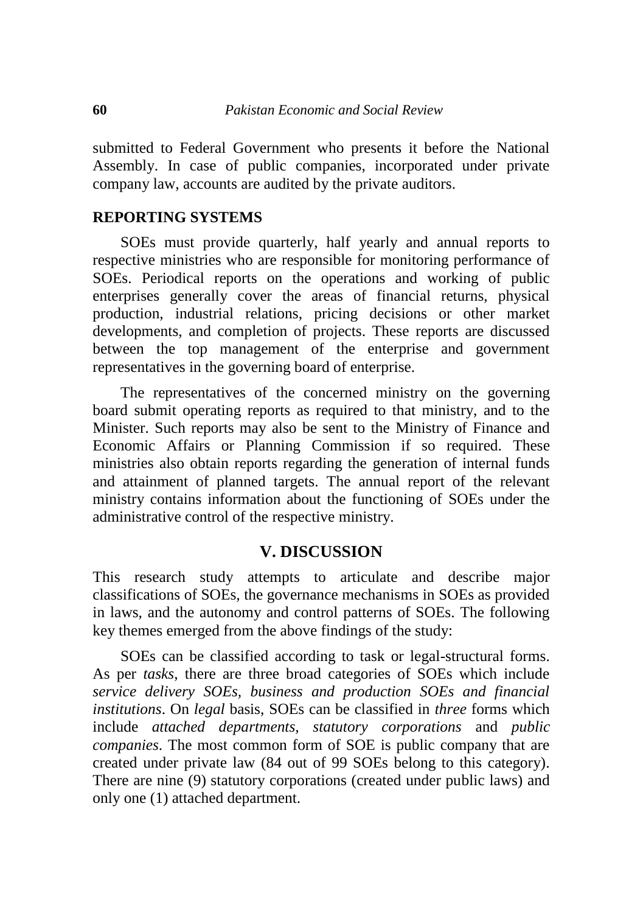submitted to Federal Government who presents it before the National Assembly. In case of public companies, incorporated under private company law, accounts are audited by the private auditors.

### REPORTING SYSTEMS

SOEs must provide quarterly, half yearly and annual reports to respective ministries who are responsible for monitoring performance of SOEs. Periodical reports on the operations and working of public enterprises generally cover the areas of financial returns, physical production, industrial relations, pricing decisions or other market developments, and completion of projects. These reports are discussed between the top management of the enterprise and government representatives in the governing board of enterprise.

The representatives of the concerned ministry on the governing board submit operating reports as required to that ministry, and to the Minister. Such reports may also be sent to the Ministry of Finance and Economic Affairs or Planning Commission if so required. These ministries also obtain reports regarding the generation of internal funds and attainment of planned targets. The annual report of the relevant ministry contains information about the functioning of SOEs under the administrative control of the respective ministry.

## V. DISCUSSION

This research study attempts to articulate and describe major classifications of SOEs, the governance mechanisms in SOEs as provided in laws, and the autonomy and control patterns of SOEs. The following key themes emerged from the above findings of the study:

SOEs can be classified according to task or legal-structural forms. As per *tasks*, there are three broad categories of SOEs which include *service delivery SOEs, business and production SOEs and financial institutions*. On *legal* basis, SOEs can be classified in *three* forms which include *attached departments, statutory corporations* and *public companies*. The most common form of SOE is public company that are created under private law (84 out of 99 SOEs belong to this category). There are nine (9) statutory corporations (created under public laws) and only one (1) attached department.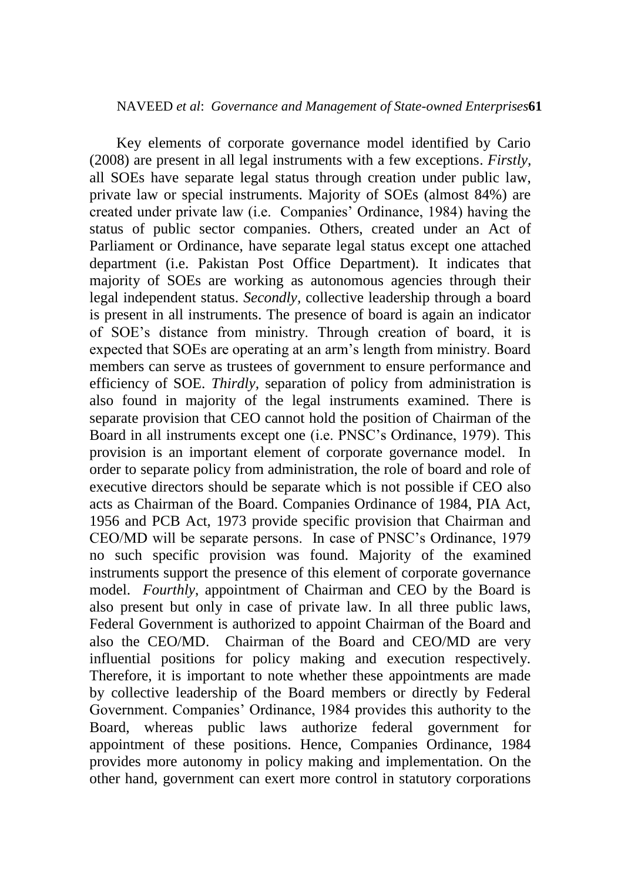Key elements of corporate governance model identified by Cario (2008) are present in all legal instruments with a few exceptions. *Firstly*, all SOEs have separate legal status through creation under public law, private law or special instruments. Majority of SOEs (almost 84%) are created under private law (i.e. Companies' Ordinance, 1984) having the status of public sector companies. Others, created under an Act of Parliament or Ordinance, have separate legal status except one attached department (i.e. Pakistan Post Office Department). It indicates that majority of SOEs are working as autonomous agencies through their legal independent status. *Secondly*, collective leadership through a board is present in all instruments. The presence of board is again an indicator of SOE's distance from ministry. Through creation of board, it is expected that SOEs are operating at an arm's length from ministry. Board members can serve as trustees of government to ensure performance and efficiency of SOE. *Thirdly*, separation of policy from administration is also found in majority of the legal instruments examined. There is separate provision that CEO cannot hold the position of Chairman of the Board in all instruments except one (i.e. PNSC's Ordinance, 1979). This provision is an important element of corporate governance model. In order to separate policy from administration, the role of board and role of executive directors should be separate which is not possible if CEO also acts as Chairman of the Board. Companies Ordinance of 1984, PIA Act, 1956 and PCB Act, 1973 provide specific provision that Chairman and CEO/MD will be separate persons. In case of PNSC's Ordinance, 1979 no such specific provision was found. Majority of the examined instruments support the presence of this element of corporate governance model. *Fourthly*, appointment of Chairman and CEO by the Board is also present but only in case of private law. In all three public laws, Federal Government is authorized to appoint Chairman of the Board and also the CEO/MD. Chairman of the Board and CEO/MD are very influential positions for policy making and execution respectively. Therefore, it is important to note whether these appointments are made by collective leadership of the Board members or directly by Federal Government. Companies' Ordinance, 1984 provides this authority to the Board, whereas public laws authorize federal government for appointment of these positions. Hence, Companies Ordinance, 1984 provides more autonomy in policy making and implementation. On the other hand, government can exert more control in statutory corporations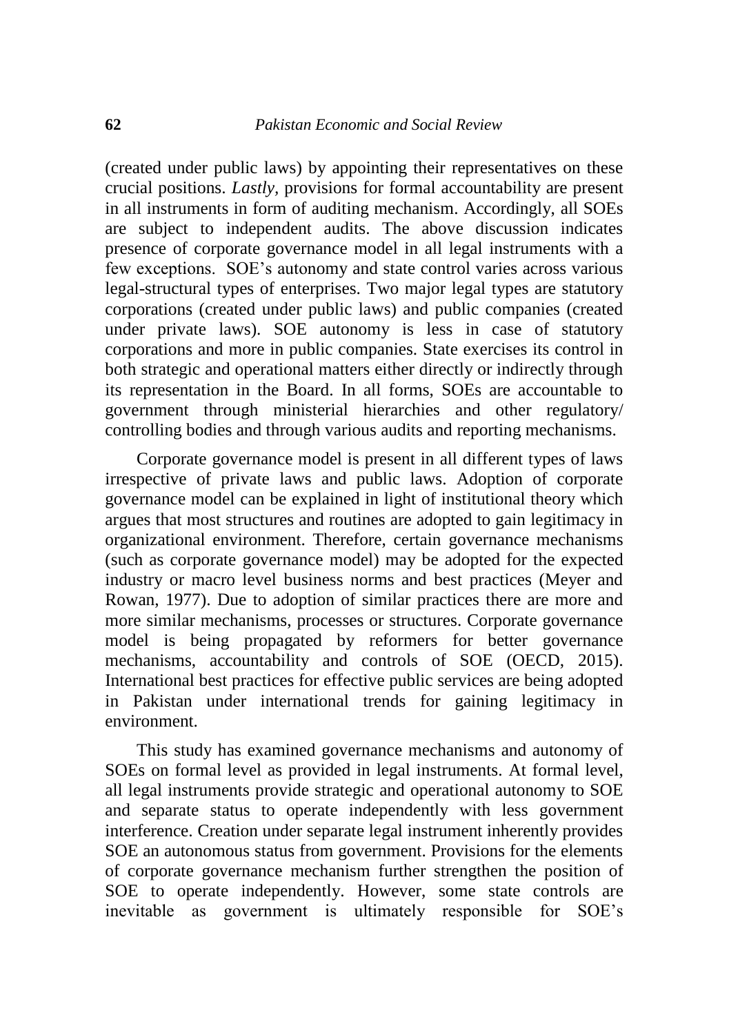(created under public laws) by appointing their representatives on these crucial positions. *Lastly,* provisions for formal accountability are present in all instruments in form of auditing mechanism. Accordingly, all SOEs are subject to independent audits. The above discussion indicates presence of corporate governance model in all legal instruments with a few exceptions. SOE's autonomy and state control varies across various legal-structural types of enterprises. Two major legal types are statutory corporations (created under public laws) and public companies (created under private laws). SOE autonomy is less in case of statutory corporations and more in public companies. State exercises its control in both strategic and operational matters either directly or indirectly through its representation in the Board. In all forms, SOEs are accountable to government through ministerial hierarchies and other regulatory/ controlling bodies and through various audits and reporting mechanisms.

Corporate governance model is present in all different types of laws irrespective of private laws and public laws. Adoption of corporate governance model can be explained in light of institutional theory which argues that most structures and routines are adopted to gain legitimacy in organizational environment. Therefore, certain governance mechanisms (such as corporate governance model) may be adopted for the expected industry or macro level business norms and best practices (Meyer and Rowan, 1977). Due to adoption of similar practices there are more and more similar mechanisms, processes or structures. Corporate governance model is being propagated by reformers for better governance mechanisms, accountability and controls of SOE (OECD, 2015). International best practices for effective public services are being adopted in Pakistan under international trends for gaining legitimacy in environment.

This study has examined governance mechanisms and autonomy of SOEs on formal level as provided in legal instruments. At formal level, all legal instruments provide strategic and operational autonomy to SOE and separate status to operate independently with less government interference. Creation under separate legal instrument inherently provides SOE an autonomous status from government. Provisions for the elements of corporate governance mechanism further strengthen the position of SOE to operate independently. However, some state controls are inevitable as government is ultimately responsible for SOE's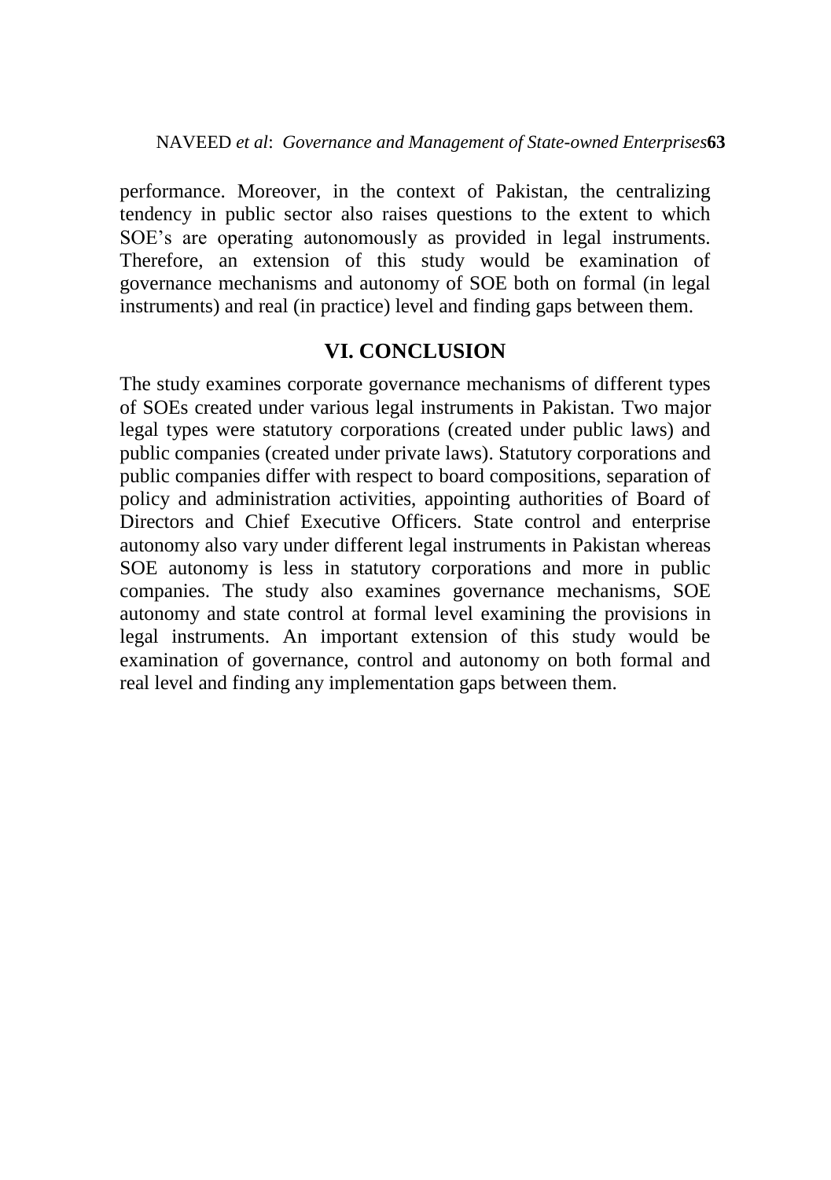performance. Moreover, in the context of Pakistan, the centralizing tendency in public sector also raises questions to the extent to which SOE's are operating autonomously as provided in legal instruments. Therefore, an extension of this study would be examination of governance mechanisms and autonomy of SOE both on formal (in legal instruments) and real (in practice) level and finding gaps between them.

## VI. CONCLUSION

The study examines corporate governance mechanisms of different types of SOEs created under various legal instruments in Pakistan. Two major legal types were statutory corporations (created under public laws) and public companies (created under private laws). Statutory corporations and public companies differ with respect to board compositions, separation of policy and administration activities, appointing authorities of Board of Directors and Chief Executive Officers. State control and enterprise autonomy also vary under different legal instruments in Pakistan whereas SOE autonomy is less in statutory corporations and more in public companies. The study also examines governance mechanisms, SOE autonomy and state control at formal level examining the provisions in legal instruments. An important extension of this study would be examination of governance, control and autonomy on both formal and real level and finding any implementation gaps between them.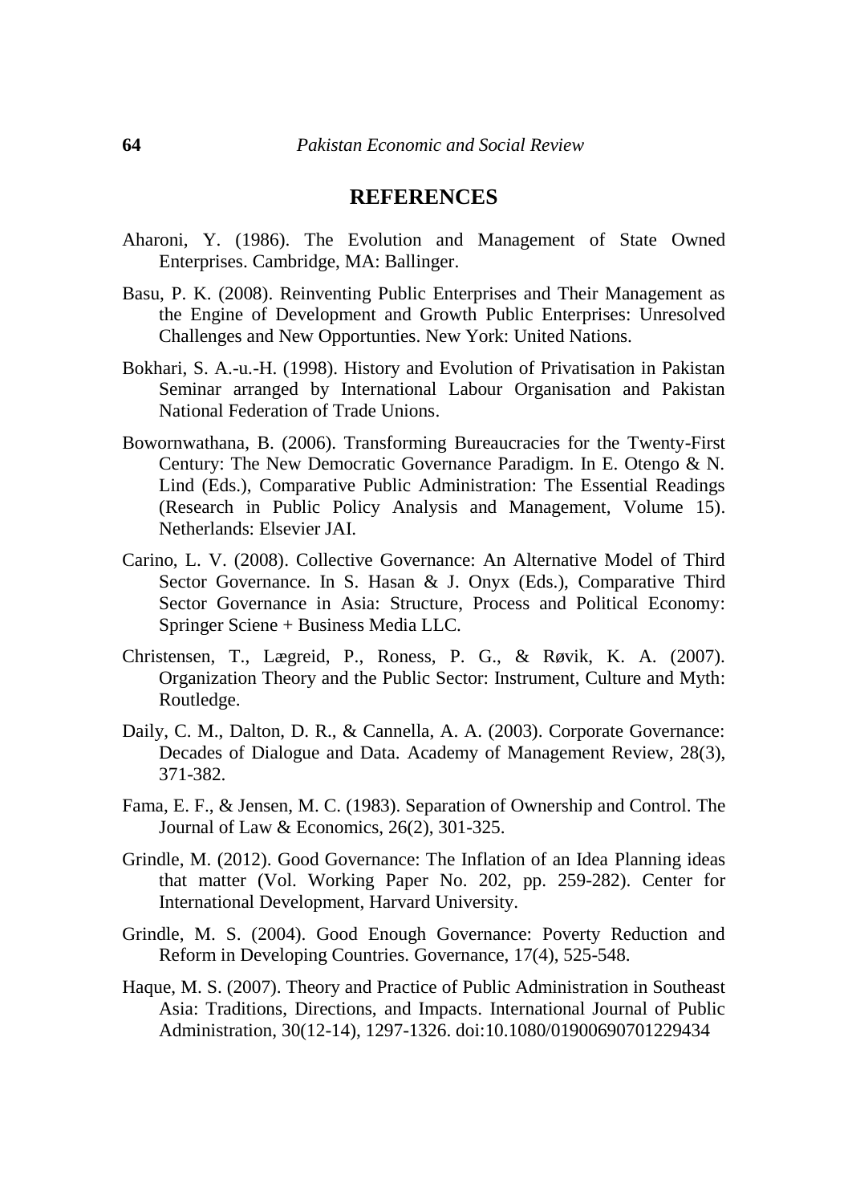## REFERENCES

Aharoni, Y. (1986). The Evolution and Management of State Owned Enterprises. Cambridge, MA: Ballinger.

Basu, P. K. (2008). Reinventing Public Enterprises and Their Management as the Engine of Development and Growth Public Enterprises: Unresolved Challenges and New Opportunties. New York: United Nations.

Bokhari, S. A.-u.-H. (1998). History and Evolution of Privatisation in Pakistan Seminar arranged by International Labour Organisation and Pakistan National Federation of Trade Unions.

Bowornwathana, B. (2006). Transforming Bureaucracies for the Twenty-First Century: The New Democratic Governance Paradigm. In E. Otengo & N. Lind (Eds.), Comparative Public Administration: The Essential Readings (Research in Public Policy Analysis and Management, Volume 15). Netherlands: Elsevier JAI.

Carino, L. V. (2008). Collective Governance: An Alternative Model of Third Sector Governance. In S. Hasan & J. Onyx (Eds.), Comparative Third Sector Governance in Asia: Structure, Process and Political Economy: Springer Sciene + Business Media LLC.

Christensen, T., Lægreid, P., Roness, P. G., & Røvik, K. A. (2007). Organization Theory and the Public Sector: Instrument, Culture and Myth: Routledge.

Daily, C. M., Dalton, D. R., & Cannella, A. A. (2003). Corporate Governance: Decades of Dialogue and Data. Academy of Management Review, 28(3), 371-382.

Fama, E. F., & Jensen, M. C. (1983). Separation of Ownership and Control. The Journal of Law & Economics, 26(2), 301-325.

Grindle, M. (2012). Good Governance: The Inflation of an Idea Planning ideas that matter (Vol. Working Paper No. 202, pp. 259-282). Center for International Development, Harvard University.

Grindle, M. S. (2004). Good Enough Governance: Poverty Reduction and Reform in Developing Countries. Governance, 17(4), 525-548.

Haque, M. S. (2007). Theory and Practice of Public Administration in Southeast Asia: Traditions, Directions, and Impacts. International Journal of Public Administration, 30(12-14), 1297-1326. doi:10.1080/01900690701229434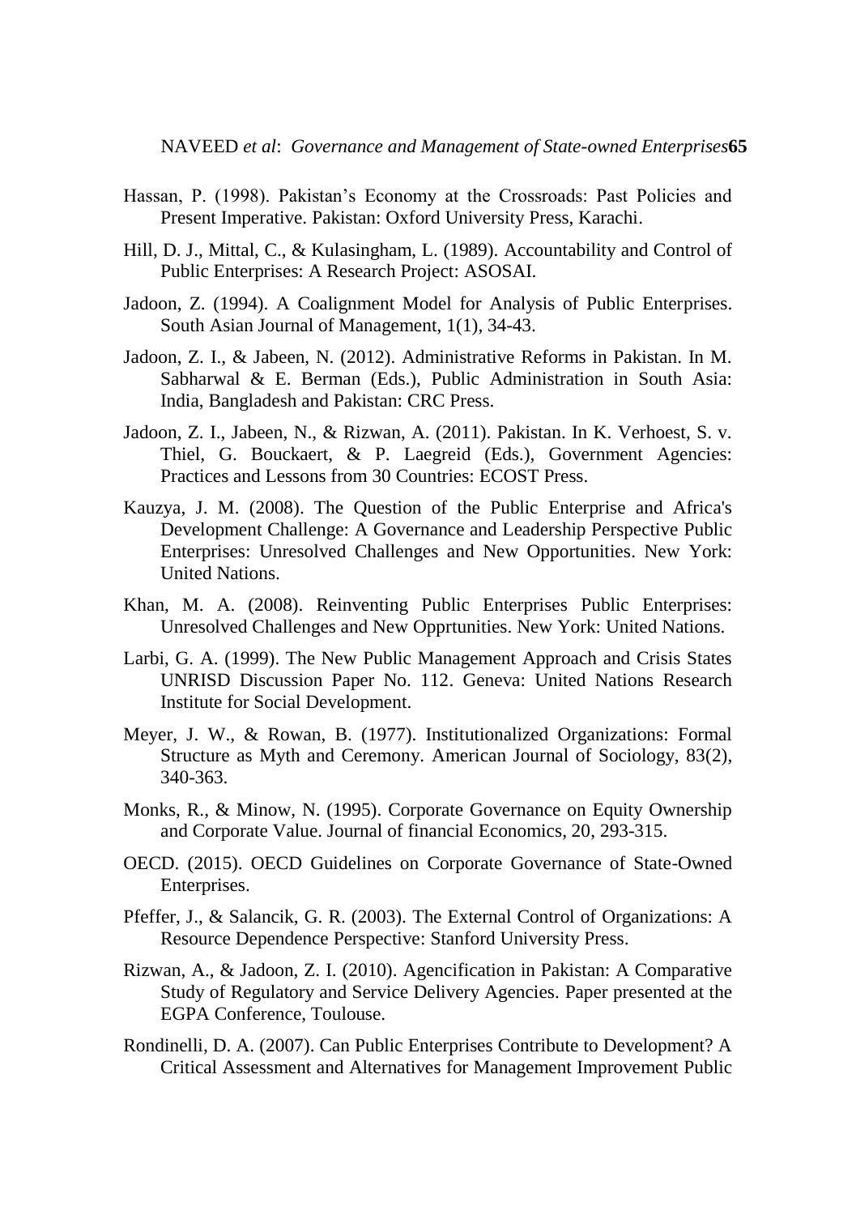Hassan, P. (1998). Pakistan's Economy at the Crossroads: Past Policies and Present Imperative. Pakistan: Oxford University Press, Karachi.

Hill, D. J., Mittal, C., & Kulasingham, L. (1989). Accountability and Control of Public Enterprises: A Research Project: ASOSAI.

Jadoon, Z. (1994). A Coalignment Model for Analysis of Public Enterprises. South Asian Journal of Management, 1(1), 34-43.

Jadoon, Z. I., & Jabeen, N. (2012). Administrative Reforms in Pakistan. In M. Sabharwal & E. Berman (Eds.), Public Administration in South Asia: India, Bangladesh and Pakistan: CRC Press.

Jadoon, Z. I., Jabeen, N., & Rizwan, A. (2011). Pakistan. In K. Verhoest, S. v. Thiel, G. Bouckaert, & P. Laegreid (Eds.), Government Agencies: Practices and Lessons from 30 Countries: ECOST Press.

Kauzya, J. M. (2008). The Question of the Public Enterprise and Africa's Development Challenge: A Governance and Leadership Perspective Public Enterprises: Unresolved Challenges and New Opportunities. New York: United Nations.

Khan, M. A. (2008). Reinventing Public Enterprises Public Enterprises: Unresolved Challenges and New Opprtunities. New York: United Nations.

Larbi, G. A. (1999). The New Public Management Approach and Crisis States UNRISD Discussion Paper No. 112. Geneva: United Nations Research Institute for Social Development.

Meyer, J. W., & Rowan, B. (1977). Institutionalized Organizations: Formal Structure as Myth and Ceremony. American Journal of Sociology, 83(2), 340-363.

Monks, R., & Minow, N. (1995). Corporate Governance on Equity Ownership and Corporate Value. Journal of financial Economics, 20, 293-315.

OECD. (2015). OECD Guidelines on Corporate Governance of State-Owned Enterprises.

Pfeffer, J., & Salancik, G. R. (2003). The External Control of Organizations: A Resource Dependence Perspective: Stanford University Press.

Rizwan, A., & Jadoon, Z. I. (2010). Agencification in Pakistan: A Comparative Study of Regulatory and Service Delivery Agencies. Paper presented at the EGPA Conference, Toulouse.

Rondinelli, D. A. (2007). Can Public Enterprises Contribute to Development? A Critical Assessment and Alternatives for Management Improvement Public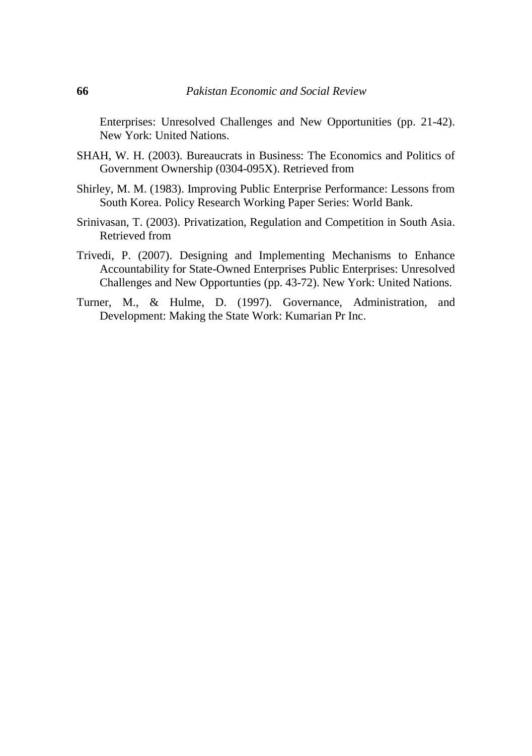Enterprises: Unresolved Challenges and New Opportunities (pp. 21-42). New York: United Nations.

SHAH, W. H. (2003). Bureaucrats in Business: The Economics and Politics of Government Ownership (0304-095X). Retrieved from

Shirley, M. M. (1983). Improving Public Enterprise Performance: Lessons from South Korea. Policy Research Working Paper Series: World Bank.

Srinivasan, T. (2003). Privatization, Regulation and Competition in South Asia. Retrieved from

Trivedi, P. (2007). Designing and Implementing Mechanisms to Enhance Accountability for State-Owned Enterprises Public Enterprises: Unresolved Challenges and New Opportunties (pp. 43-72). New York: United Nations.

Turner, M., & Hulme, D. (1997). Governance, Administration, and Development: Making the State Work: Kumarian Pr Inc.